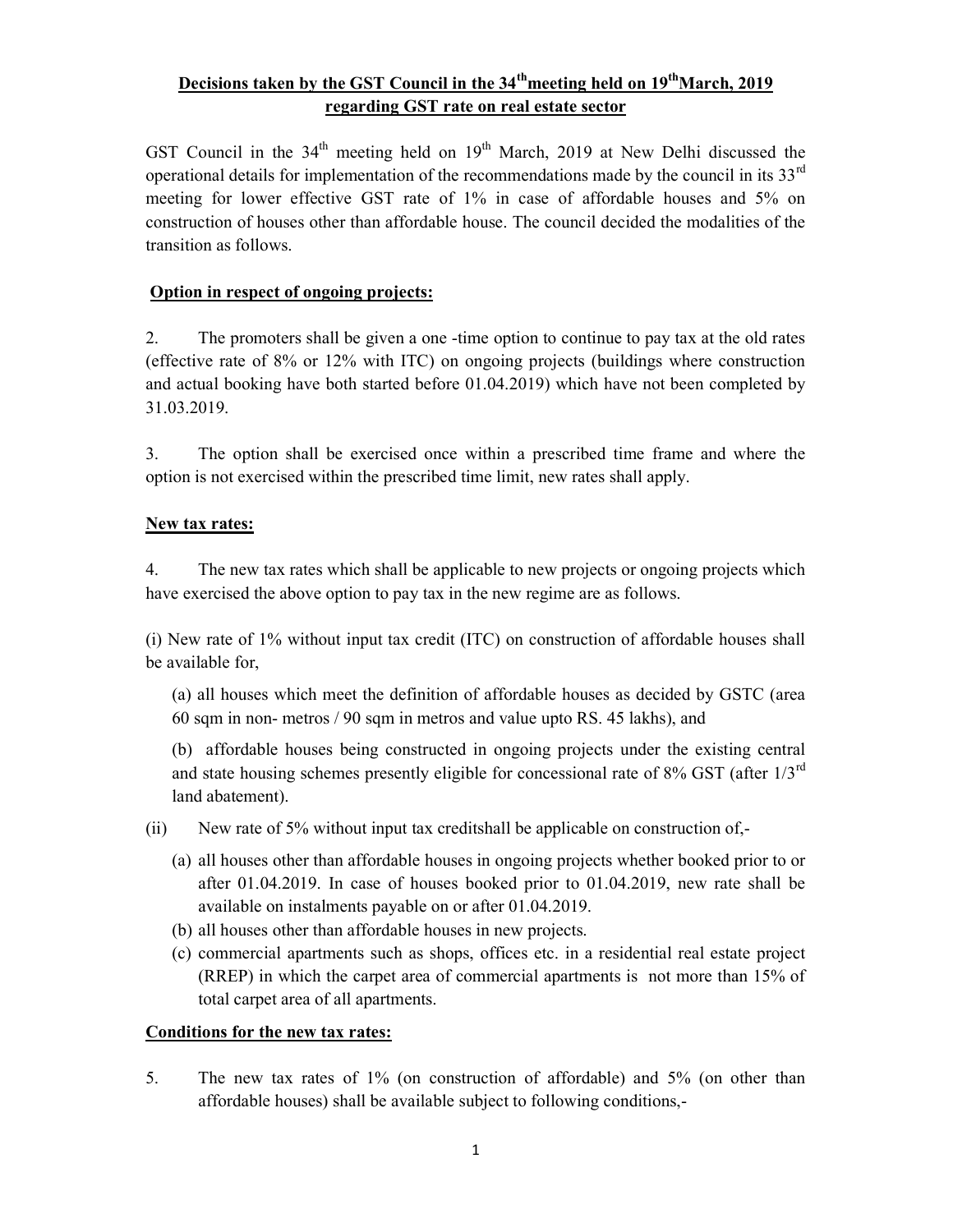# Decisions taken by the GST Council in the 34th meeting held on 19th March, 2019 regarding GST rate on real estate sector

GST Council in the 34th meeting held on 19th March, 2019 at New Delhi discussed the operational details for implementation of the recommendations made by the council in its 33rd meeting for lower effective GST rate of 1% in case of affordable houses and 5% on construction of houses other than affordable house. The council decided the modalities of the transition as follows.

## Option in respect of ongoing projects:

2. The promoters shall be given a one -time option to continue to pay tax at the old rates (effective rate of 8% or 12% with ITC) on ongoing projects (buildings where construction and actual booking have both started before 01.04.2019) which have not been completed by 31.03.2019.

3. The option shall be exercised once within a prescribed time frame and where the option is not exercised within the prescribed time limit, new rates shall apply.

## New tax rates:

4. The new tax rates which shall be applicable to new projects or ongoing projects which have exercised the above option to pay tax in the new regime are as follows.

(i) New rate of 1% without input tax credit (ITC) on construction of affordable houses shall be available for,

(a) all houses which meet the definition of affordable houses as decided by GSTC (area 60 sqm in non- metros / 90 sqm in metros and value upto RS. 45 lakhs), and

(b) affordable houses being constructed in ongoing projects under the existing central and state housing schemes presently eligible for concessional rate of 8% GST (after 1/3rd land abatement).

(ii) New rate of 5% without input tax creditshall be applicable on construction of,-

(a) all houses other than affordable houses in ongoing projects whether booked prior to or after 01.04.2019. In case of houses booked prior to 01.04.2019, new rate shall be available on instalments payable on or after 01.04.2019.

(b) all houses other than affordable houses in new projects.

(c) commercial apartments such as shops, offices etc. in a residential real estate project (RREP) in which the carpet area of commercial apartments is not more than 15% of total carpet area of all apartments.

## Conditions for the new tax rates:

5. The new tax rates of 1% (on construction of affordable) and 5% (on other than affordable houses) shall be available subject to following conditions,-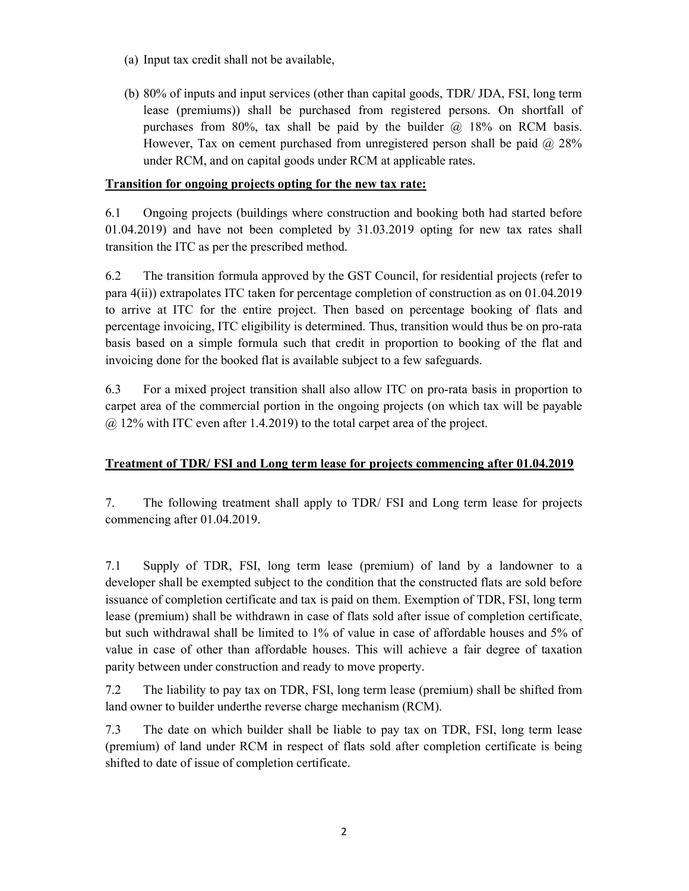(a) Input tax credit shall not be available,

(b) 80% of inputs and input services (other than capital goods, TDR/ JDA, FSI, long term lease (premiums)) shall be purchased from registered persons. On shortfall of purchases from 80%, tax shall be paid by the builder @ 18% on RCM basis. However, Tax on cement purchased from unregistered person shall be paid @ 28% under RCM, and on capital goods under RCM at applicable rates.

**Transition for ongoing projects opting for the new tax rate:**

6.1 Ongoing projects (buildings where construction and booking both had started before 01.04.2019) and have not been completed by 31.03.2019 opting for new tax rates shall transition the ITC as per the prescribed method.

6.2 The transition formula approved by the GST Council, for residential projects (refer to para 4(ii)) extrapolates ITC taken for percentage completion of construction as on 01.04.2019 to arrive at ITC for the entire project. Then based on percentage booking of flats and percentage invoicing, ITC eligibility is determined. Thus, transition would thus be on pro-rata basis based on a simple formula such that credit in proportion to booking of the flat and invoicing done for the booked flat is available subject to a few safeguards.

6.3 For a mixed project transition shall also allow ITC on pro-rata basis in proportion to carpet area of the commercial portion in the ongoing projects (on which tax will be payable @ 12% with ITC even after 1.4.2019) to the total carpet area of the project.

**Treatment of TDR/ FSI and Long term lease for projects commencing after 01.04.2019**

7. The following treatment shall apply to TDR/ FSI and Long term lease for projects commencing after 01.04.2019.

7.1 Supply of TDR, FSI, long term lease (premium) of land by a landowner to a developer shall be exempted subject to the condition that the constructed flats are sold before issuance of completion certificate and tax is paid on them. Exemption of TDR, FSI, long term lease (premium) shall be withdrawn in case of flats sold after issue of completion certificate, but such withdrawal shall be limited to 1% of value in case of affordable houses and 5% of value in case of other than affordable houses. This will achieve a fair degree of taxation parity between under construction and ready to move property.

7.2 The liability to pay tax on TDR, FSI, long term lease (premium) shall be shifted from land owner to builder underthe reverse charge mechanism (RCM).

7.3 The date on which builder shall be liable to pay tax on TDR, FSI, long term lease (premium) of land under RCM in respect of flats sold after completion certificate is being shifted to date of issue of completion certificate.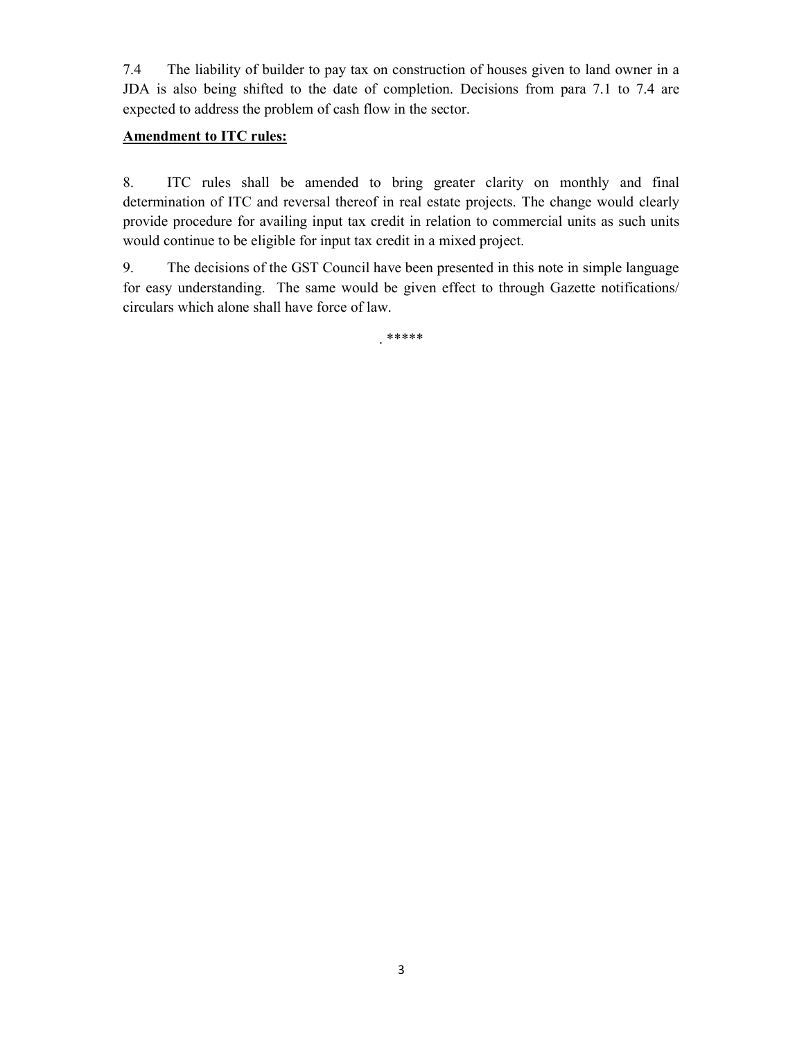7.4 The liability of builder to pay tax on construction of houses given to land owner in a JDA is also being shifted to the date of completion. Decisions from para 7.1 to 7.4 are expected to address the problem of cash flow in the sector.

**Amendment to ITC rules:**

8. ITC rules shall be amended to bring greater clarity on monthly and final determination of ITC and reversal thereof in real estate projects. The change would clearly provide procedure for availing input tax credit in relation to commercial units as such units would continue to be eligible for input tax credit in a mixed project.

9. The decisions of the GST Council have been presented in this note in simple language for easy understanding. The same would be given effect to through Gazette notifications/ circulars which alone shall have force of law.

. *****